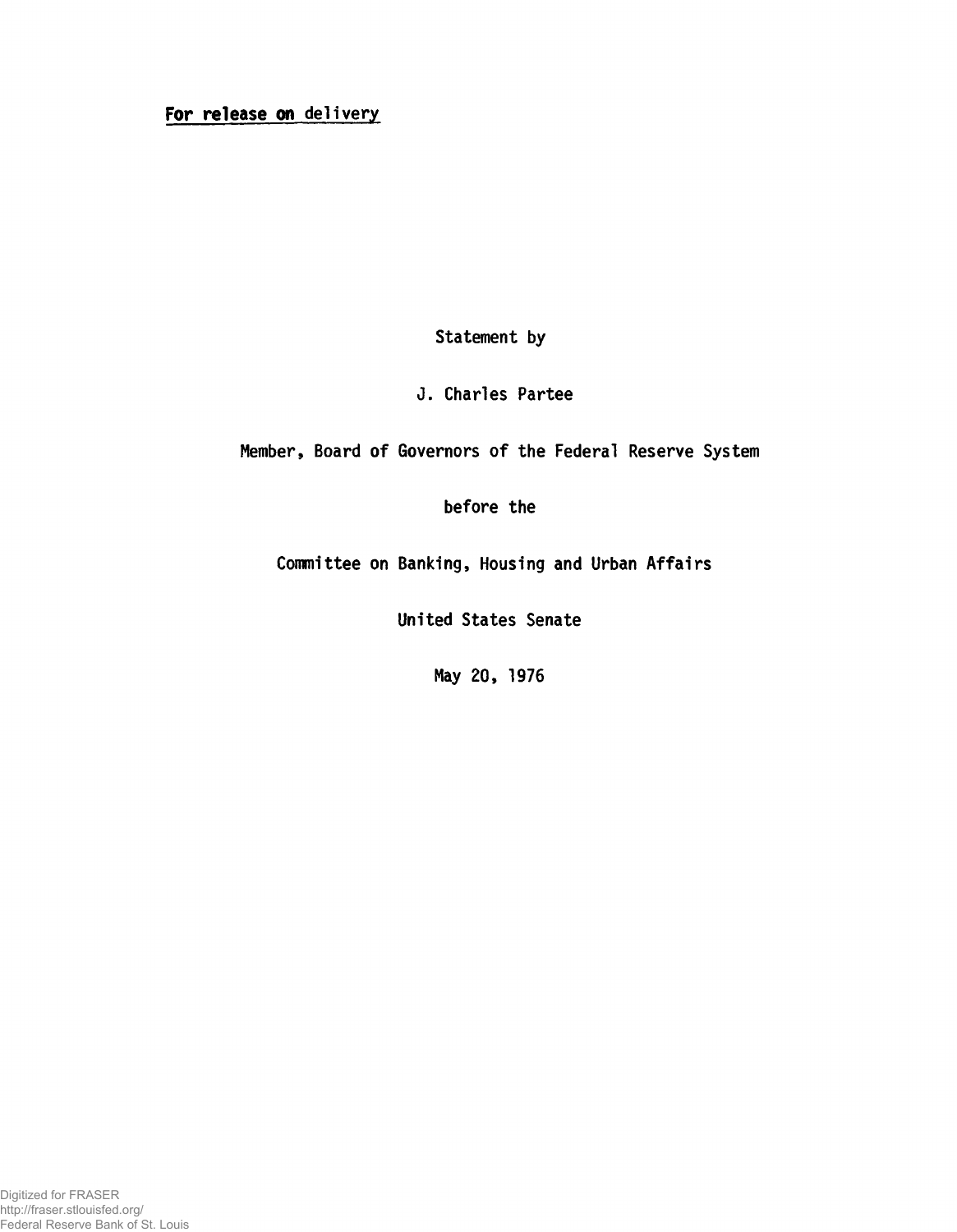**For release on delivery**

Statement by

J. Charles Partee

Member, Board of Governors of the Federal Reserve System

before the

Committee on Banking, Housing and Urban Affairs

United States Senate

May 20, 1976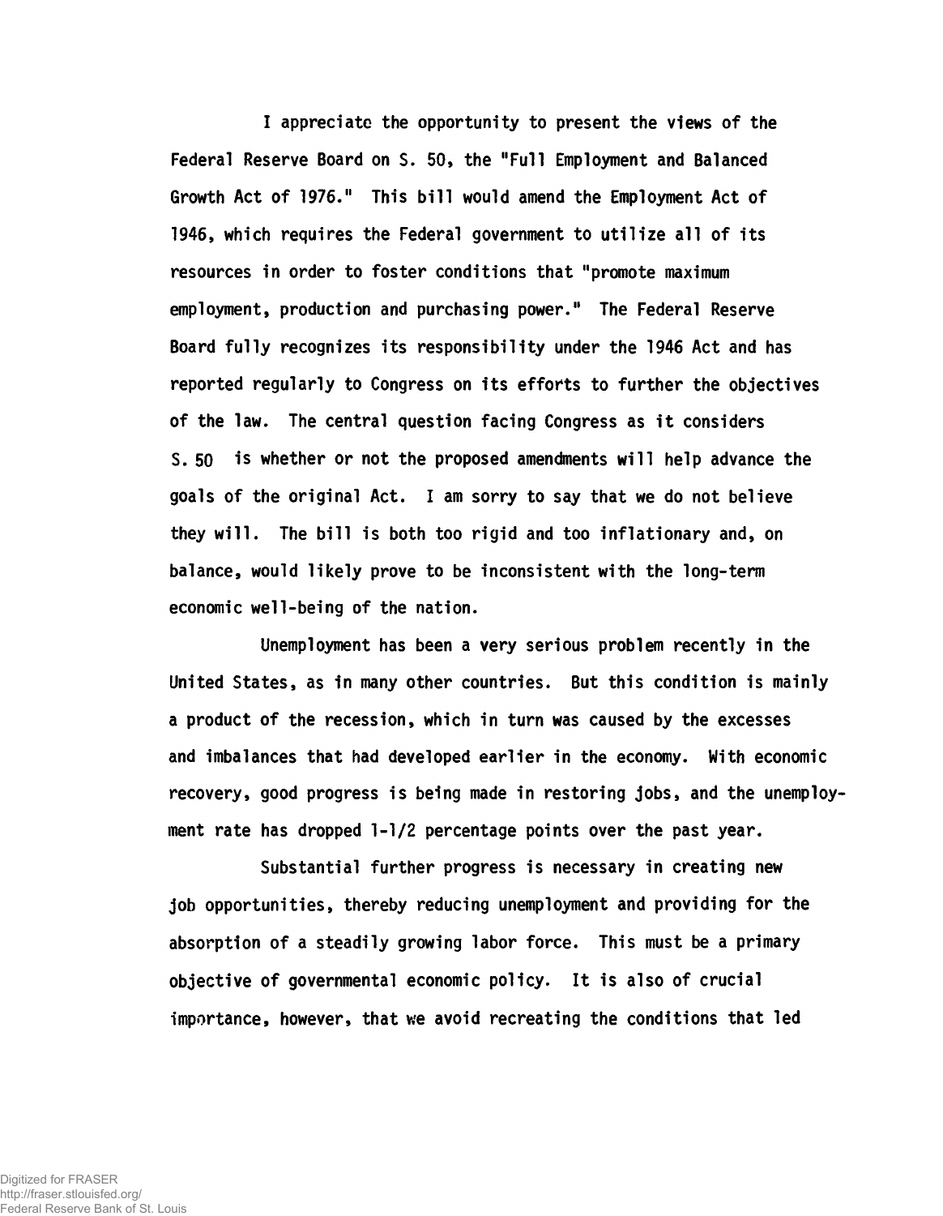I appreciate the opportunity to present the views of the Federal Reserve Board on S. 50, the "Full Employment and Balanced Growth Act of 1976." This bill would amend the Employment Act of 1946, which requires the Federal government to utilize all of its resources in order to foster conditions that "promote maximum employment, production and purchasing power." The Federal Reserve Board fully recognizes its responsibility under the 1946 Act and has reported regularly to Congress on its efforts to further the objectives of the law. The central question facing Congress as it considers S. 50 is whether or not the proposed amendments will help advance the goals of the original Act. I am sorry to say that we do not believe they will. The bill is both too rigid and too inflationary and, on balance, would likely prove to be inconsistent with the long-term economic well-being of the nation.

Unemployment has been a very serious problem recently in the United States, as in many other countries. But this condition is mainly a product of the recession, which in turn was caused by the excesses and imbalances that had developed earlier in the economy. With economic recovery, good progress is being made in restoring jobs, and the unemployment rate has dropped 1-1/2 percentage points over the past year.

Substantial further progress is necessary in creating new job opportunities, thereby reducing unemployment and providing for the absorption of a steadily growing labor force. This must be a primary objective of governmental economic policy. It is also of crucial importance, however, that we avoid recreating the conditions that led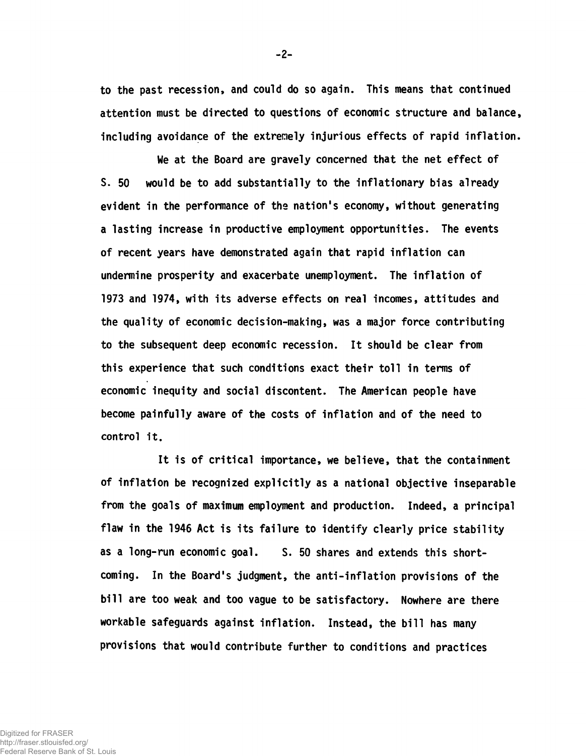to the past recession, and could do so again. This means that continued attention must be directed to questions of economic structure and balance, including avoidance of the extremely injurious effects of rapid inflation.

We at the Board are gravely concerned that the net effect of S. 50 would be to add substantially to the inflationary bias already evident in the performance of the nation's economy, without generating a lasting increase in productive employment opportunities. The events of recent years have demonstrated again that rapid inflation can undermine prosperity and exacerbate unemployment. The inflation of 1973 and 1974, with its adverse effects on real incomes, attitudes and the quality of economic decision-making, was a major force contributing to the subsequent deep economic recession. It should be clear from this experience that such conditions exact their toll in terms of economic inequity and social discontent. The American people have become painfully aware of the costs of inflation and of the need to control it.

It is of critical importance, we believe, that the containment of inflation be recognized explicitly as a national objective inseparable from the goals of maximum employment and production. Indeed, a principal flaw in the 1946 Act is its failure to identify clearly price stability as a long-run economic goal. S. 50 shares and extends this shortcoming. In the Board's judgment, the anti-inflation provisions of the bill are too weak and too vague to be satisfactory. Nowhere are there workable safeguards against inflation. Instead, the bill has many provisions that would contribute further to conditions and practices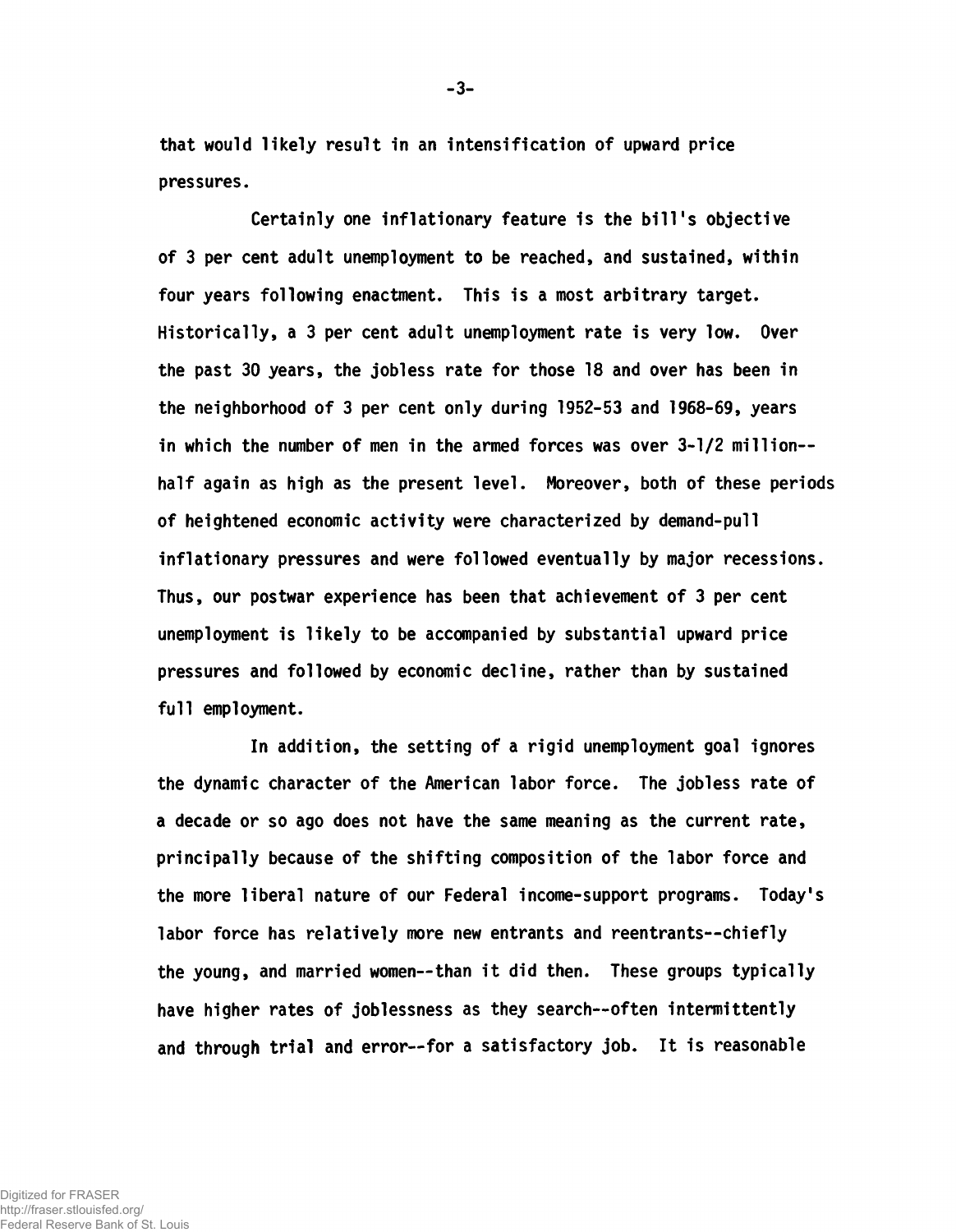that would likely result in an intensification of upward price pressures.

Certainly one inflationary feature is the bill's objective of 3 per cent adult unemployment to be reached, and sustained, within four years following enactment. This is a most arbitrary target. Historically, a 3 per cent adult unemployment rate is very low. Over the past 30 years, the jobless rate for those 18 and over has been in the neighborhood of 3 per cent only during 1952-53 and 1968-69, years in which the number of men in the armed forces was over 3-1/2 million--half again as high as the present level. Moreover, both of these periods of heightened economic activity were characterized by demand-pull inflationary pressures and were followed eventually by major recessions. Thus, our postwar experience has been that achievement of 3 per cent unemployment is likely to be accompanied by substantial upward price pressures and followed by economic decline, rather than by sustained full employment.

In addition, the setting of a rigid unemployment goal ignores the dynamic character of the American labor force. The jobless rate of a decade or so ago does not have the same meaning as the current rate, principally because of the shifting composition of the labor force and the more liberal nature of our Federal income-support programs. Today's labor force has relatively more new entrants and reentrants--chiefly the young, and married women--than it did then. These groups typically have higher rates of joblessness as they search--often intermittently and through trial and error--for a satisfactory job. It is reasonable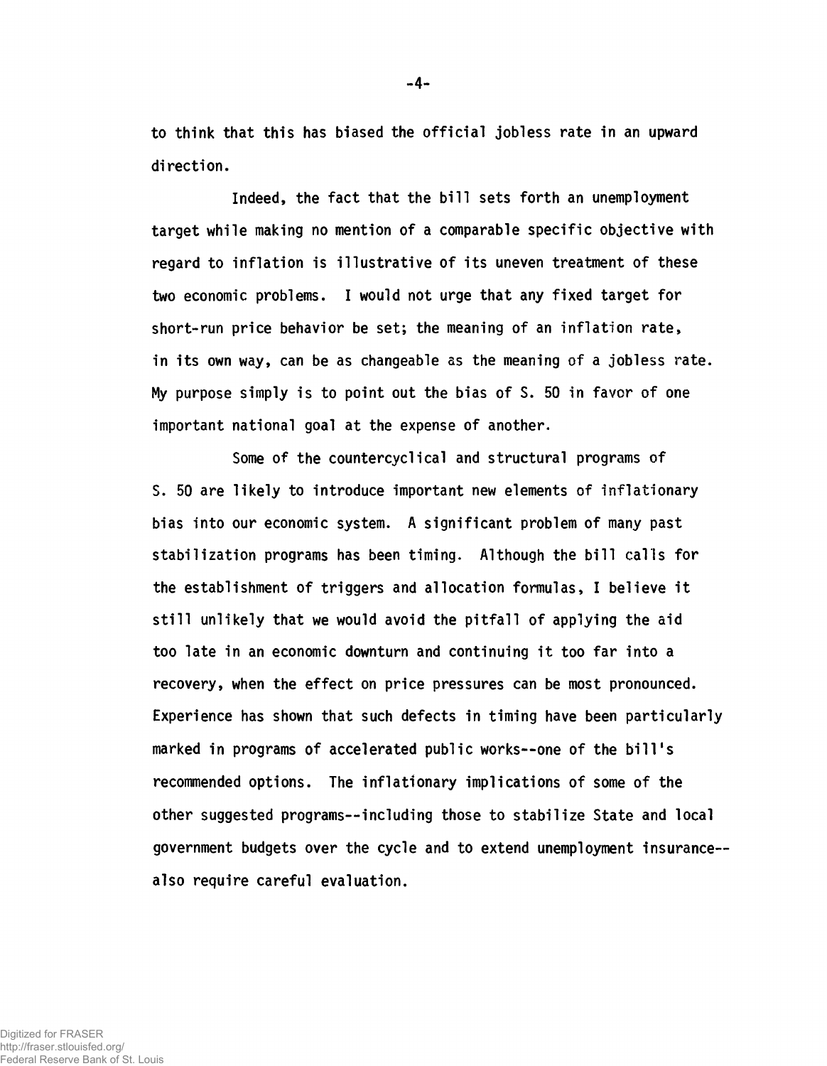to think that this has biased the official jobless rate in an upward direction.

Indeed, the fact that the bill sets forth an unemployment target while making no mention of a comparable specific objective with regard to inflation is illustrative of its uneven treatment of these two economic problems. I would not urge that any fixed target for short-run price behavior be set; the meaning of an inflation rate, in its own way, can be as changeable as the meaning of a jobless rate. My purpose simply is to point out the bias of S. 50 in favor of one important national goal at the expense of another.

Some of the countercyclical and structural programs of S. 50 are likely to introduce important new elements of inflationary bias into our economic system. A significant problem of many past stabilization programs has been timing. Although the bill calls for the establishment of triggers and allocation formulas, I believe it still unlikely that we would avoid the pitfall of applying the aid too late in an economic downturn and continuing it too far into a recovery, when the effect on price pressures can be most pronounced. Experience has shown that such defects in timing have been particularly marked in programs of accelerated public works--one of the bill's recommended options. The inflationary implications of some of the other suggested programs--including those to stabilize State and local government budgets over the cycle and to extend unemployment insurance--also require careful evaluation.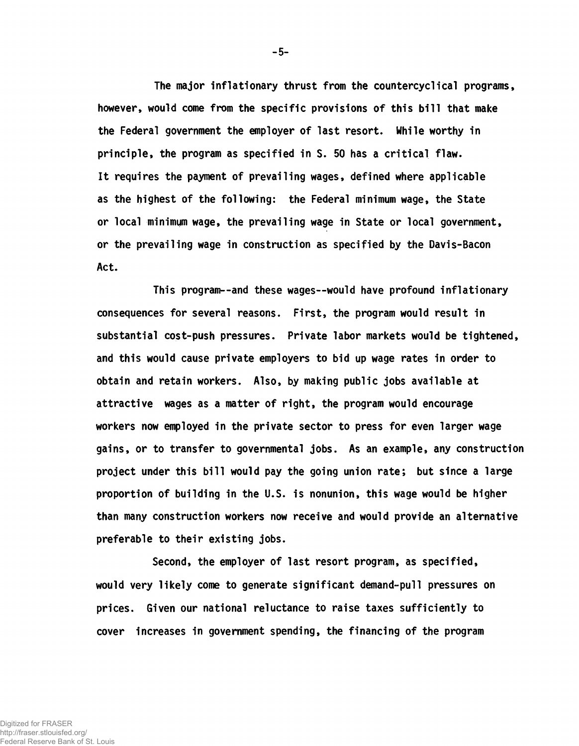The major inflationary thrust from the countercyclical programs, however, would come from the specific provisions of this bill that make the Federal government the employer of last resort. While worthy in principle, the program as specified in S. 50 has a critical flaw. It requires the payment of prevailing wages, defined where applicable as the highest of the following: the Federal minimum wage, the State or local minimum wage, the prevailing wage in State or local government, or the prevailing wage in construction as specified by the Davis-Bacon Act.

This program--and these wages--would have profound inflationary consequences for several reasons. First, the program would result in substantial cost-push pressures. Private labor markets would be tightened, and this would cause private employers to bid up wage rates in order to obtain and retain workers. Also, by making public jobs available at attractive wages as a matter of right, the program would encourage workers now employed in the private sector to press for even larger wage gains, or to transfer to governmental jobs. As an example, any construction project under this bill would pay the going union rate; but since a large proportion of building in the U.S. is nonunion, this wage would be higher than many construction workers now receive and would provide an alternative preferable to their existing jobs.

Second, the employer of last resort program, as specified, would very likely come to generate significant demand-pull pressures on prices. Given our national reluctance to raise taxes sufficiently to cover increases in government spending, the financing of the program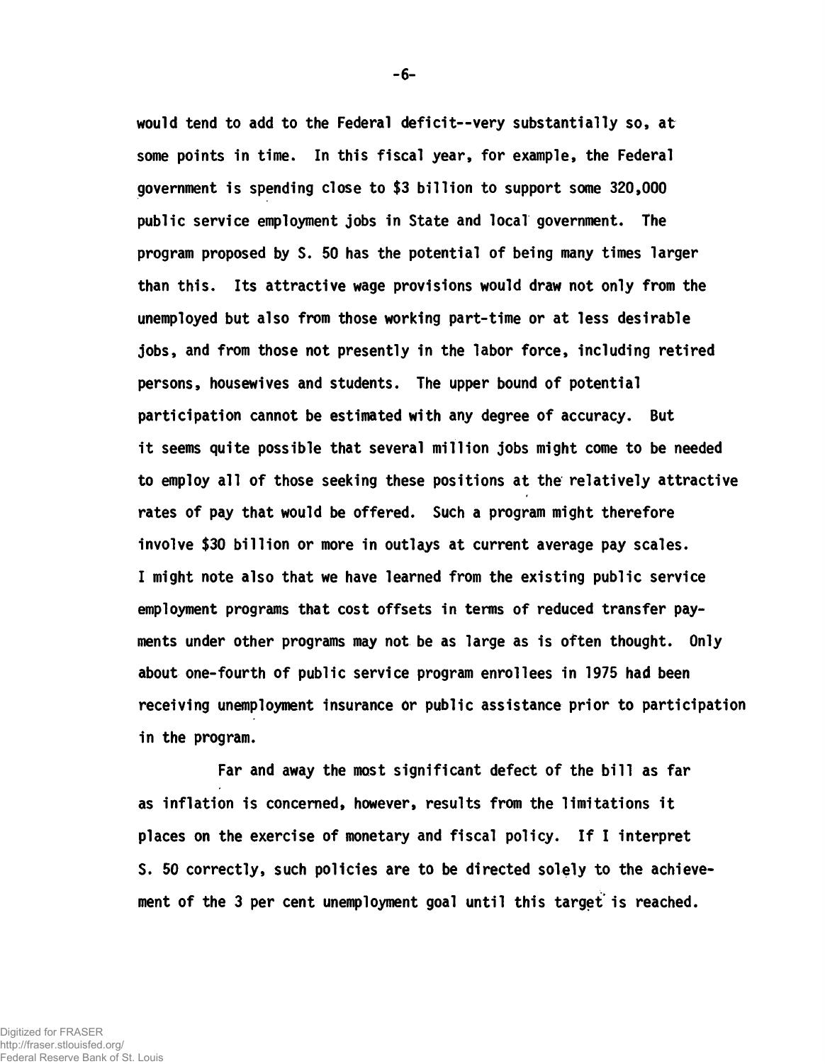would tend to add to the Federal deficit--very substantially so, at some points in time. In this fiscal year, for example, the Federal government is spending close to $3 billion to support some 320,000 public service employment jobs in State and local government. The program proposed by S. 50 has the potential of being many times larger than this. Its attractive wage provisions would draw not only from the unemployed but also from those working part-time or at less desirable jobs, and from those not presently in the labor force, including retired persons, housewives and students. The upper bound of potential participation cannot be estimated with any degree of accuracy. But it seems quite possible that several million jobs might come to be needed to employ all of those seeking these positions at the relatively attractive rates of pay that would be offered. Such a program might therefore involve $30 billion or more in outlays at current average pay scales. I might note also that we have learned from the existing public service employment programs that cost offsets in terms of reduced transfer payments under other programs may not be as large as is often thought. Only about one-fourth of public service program enrollees in 1975 had been receiving unemployment insurance or public assistance prior to participation in the program.

Far and away the most significant defect of the bill as far as inflation is concerned, however, results from the limitations it places on the exercise of monetary and fiscal policy. If I interpret S. 50 correctly, such policies are to be directed solely to the achievement of the 3 per cent unemployment goal until this target is reached.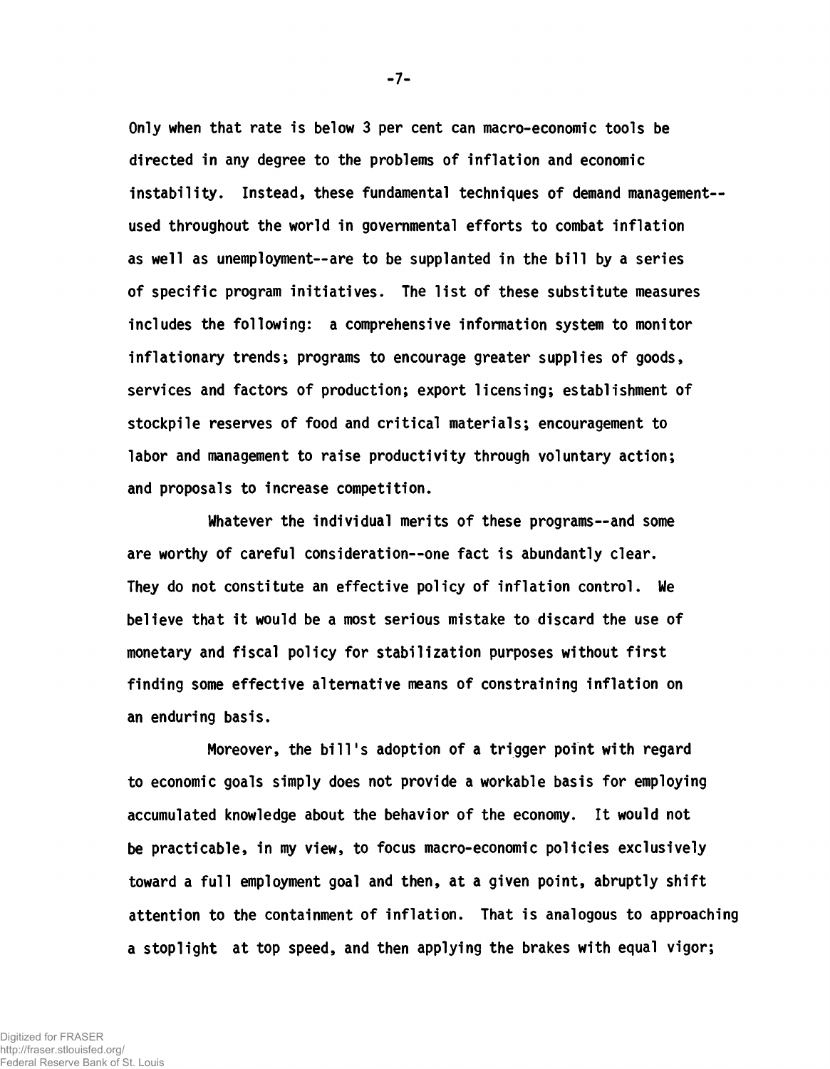Only when that rate is below 3 per cent can macro-economic tools be directed in any degree to the problems of inflation and economic instability. Instead, these fundamental techniques of demand management--used throughout the world in governmental efforts to combat inflation as well as unemployment--are to be supplanted in the bill by a series of specific program initiatives. The list of these substitute measures includes the following: a comprehensive information system to monitor inflationary trends; programs to encourage greater supplies of goods, services and factors of production; export licensing; establishment of stockpile reserves of food and critical materials; encouragement to labor and management to raise productivity through voluntary action; and proposals to increase competition.

Whatever the individual merits of these programs--and some are worthy of careful consideration--one fact is abundantly clear. They do not constitute an effective policy of inflation control. We believe that it would be a most serious mistake to discard the use of monetary and fiscal policy for stabilization purposes without first finding some effective alternative means of constraining inflation on an enduring basis.

Moreover, the bill's adoption of a trigger point with regard to economic goals simply does not provide a workable basis for employing accumulated knowledge about the behavior of the economy. It would not be practicable, in my view, to focus macro-economic policies exclusively toward a full employment goal and then, at a given point, abruptly shift attention to the containment of inflation. That is analogous to approaching a stoplight at top speed, and then applying the brakes with equal vigor;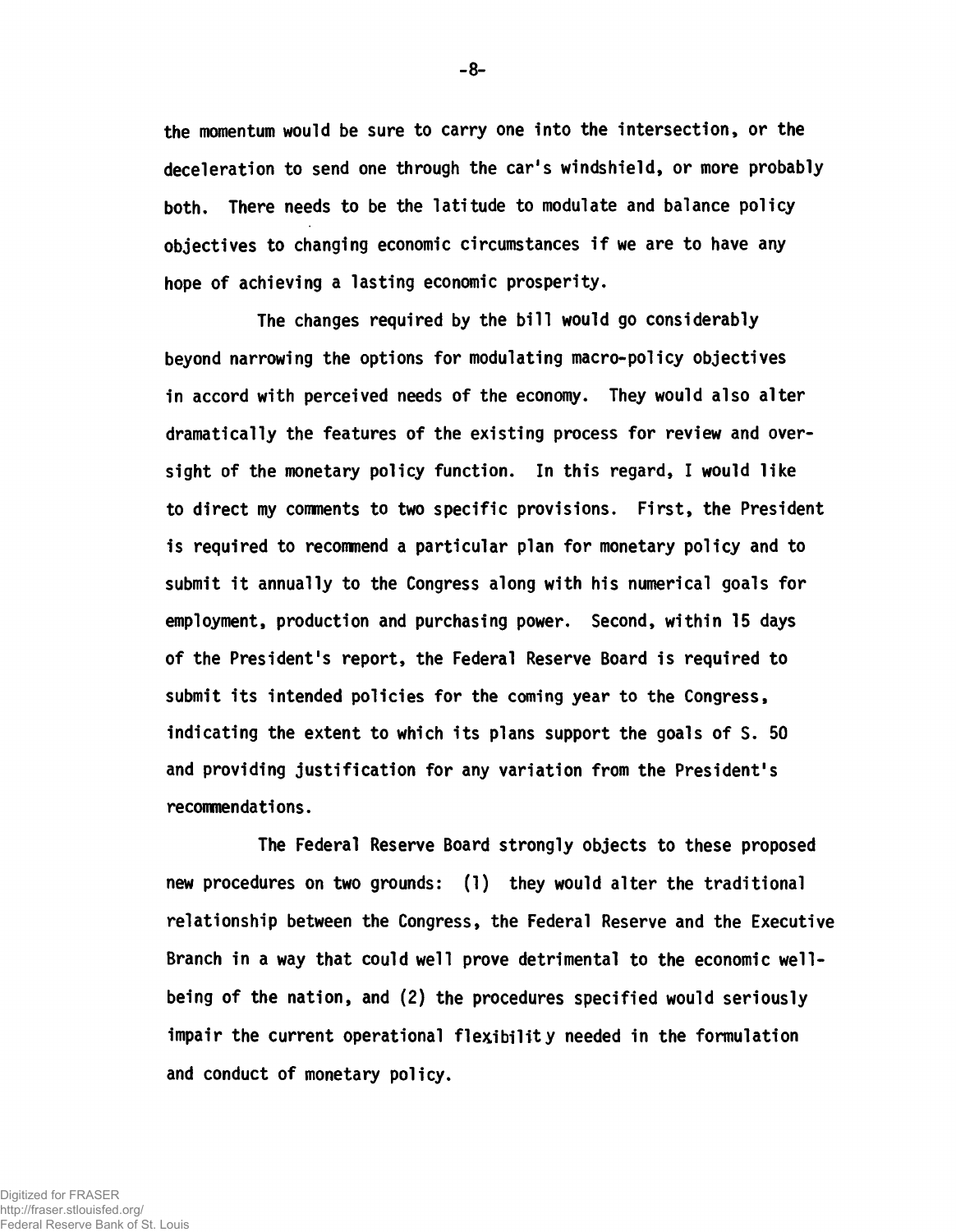the momentum would be sure to carry one into the intersection, or the deceleration to send one through the car's windshield, or more probably both. There needs to be the latitude to modulate and balance policy objectives to changing economic circumstances if we are to have any hope of achieving a lasting economic prosperity.

The changes required by the bill would go considerably beyond narrowing the options for modulating macro-policy objectives in accord with perceived needs of the economy. They would also alter dramatically the features of the existing process for review and oversight of the monetary policy function. In this regard, I would like to direct my comments to two specific provisions. First, the President is required to recommend a particular plan for monetary policy and to submit it annually to the Congress along with his numerical goals for employment, production and purchasing power. Second, within 15 days of the President's report, the Federal Reserve Board is required to submit its intended policies for the coming year to the Congress, indicating the extent to which its plans support the goals of S. 50 and providing justification for any variation from the President's recommendations.

The Federal Reserve Board strongly objects to these proposed new procedures on two grounds: (1) they would alter the traditional relationship between the Congress, the Federal Reserve and the Executive Branch in a way that could well prove detrimental to the economic well-being of the nation, and (2) the procedures specified would seriously impair the current operational flexibility needed in the formulation and conduct of monetary policy.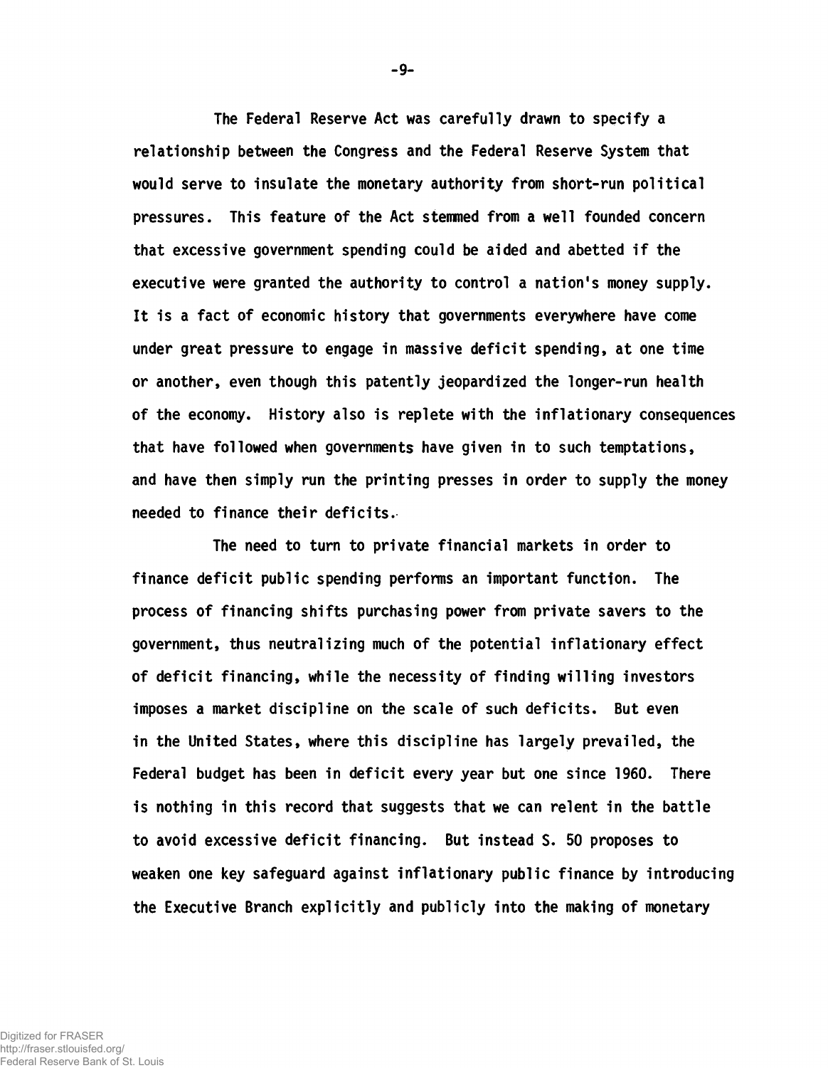The Federal Reserve Act was carefully drawn to specify a relationship between the Congress and the Federal Reserve System that would serve to insulate the monetary authority from short-run political pressures. This feature of the Act stemmed from a well founded concern that excessive government spending could be aided and abetted if the executive were granted the authority to control a nation's money supply. It is a fact of economic history that governments everywhere have come under great pressure to engage in massive deficit spending, at one time or another, even though this patently jeopardized the longer-run health of the economy. History also is replete with the inflationary consequences that have followed when governments have given in to such temptations, and have then simply run the printing presses in order to supply the money needed to finance their deficits.

The need to turn to private financial markets in order to finance deficit public spending performs an important function. The process of financing shifts purchasing power from private savers to the government, thus neutralizing much of the potential inflationary effect of deficit financing, while the necessity of finding willing investors imposes a market discipline on the scale of such deficits. But even in the United States, where this discipline has largely prevailed, the Federal budget has been in deficit every year but one since 1960. There is nothing in this record that suggests that we can relent in the battle to avoid excessive deficit financing. But instead S. 50 proposes to weaken one key safeguard against inflationary public finance by introducing the Executive Branch explicitly and publicly into the making of monetary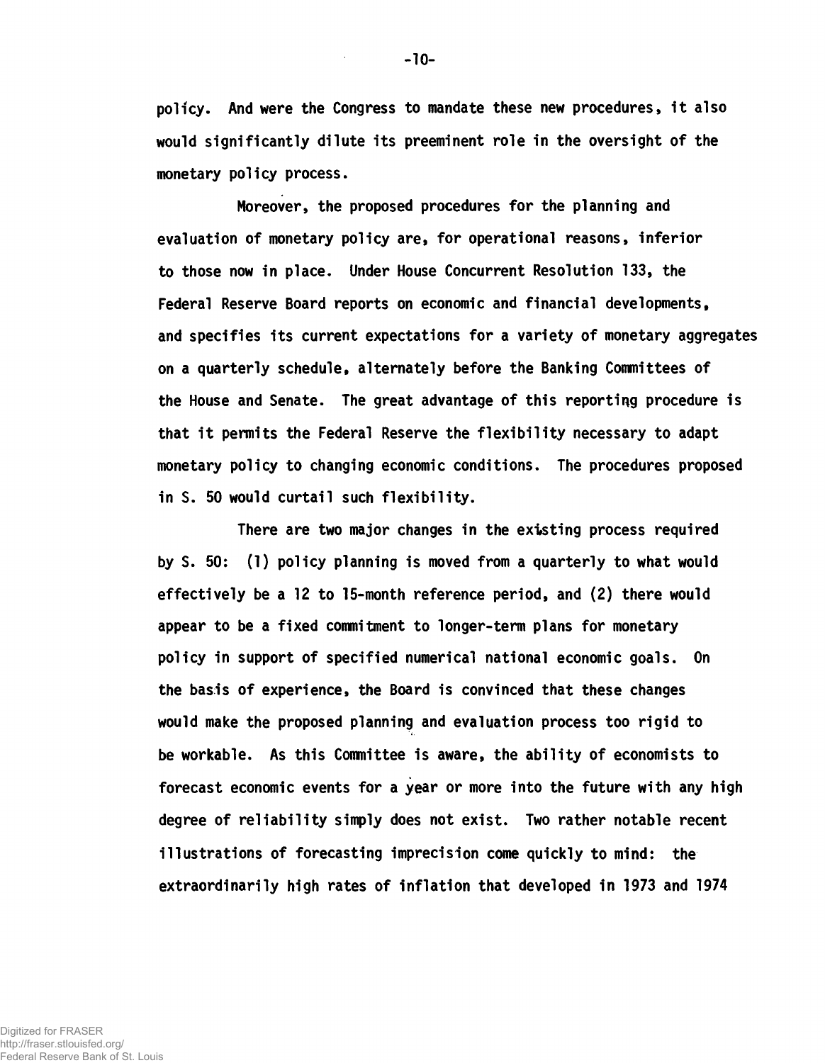policy. And were the Congress to mandate these new procedures, it also would significantly dilute its preeminent role in the oversight of the monetary policy process.

Moreover, the proposed procedures for the planning and evaluation of monetary policy are, for operational reasons, inferior to those now in place. Under House Concurrent Resolution 133, the Federal Reserve Board reports on economic and financial developments, and specifies its current expectations for a variety of monetary aggregates on a quarterly schedule, alternately before the Banking Committees of the House and Senate. The great advantage of this reporting procedure is that it permits the Federal Reserve the flexibility necessary to adapt monetary policy to changing economic conditions. The procedures proposed in S. 50 would curtail such flexibility.

There are two major changes in the existing process required by S. 50: (1) policy planning is moved from a quarterly to what would effectively be a 12 to 15-month reference period, and (2) there would appear to be a fixed commitment to longer-term plans for monetary policy in support of specified numerical national economic goals. On the basis of experience, the Board is convinced that these changes would make the proposed planning and evaluation process too rigid to be workable. As this Committee is aware, the ability of economists to forecast economic events for a year or more into the future with any high degree of reliability simply does not exist. Two rather notable recent illustrations of forecasting imprecision come quickly to mind: the extraordinarily high rates of inflation that developed in 1973 and 1974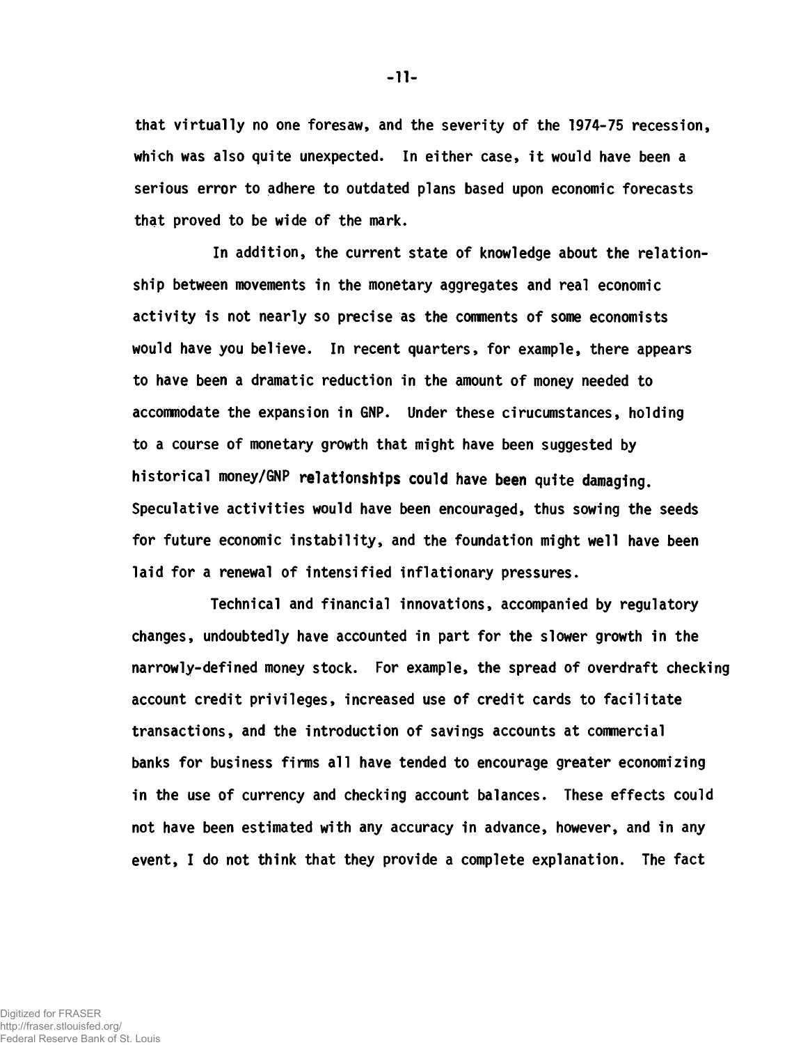that virtually no one foresaw, and the severity of the 1974-75 recession, which was also quite unexpected. In either case, it would have been a serious error to adhere to outdated plans based upon economic forecasts that proved to be wide of the mark.

In addition, the current state of knowledge about the relationship between movements in the monetary aggregates and real economic activity is not nearly so precise as the comments of some economists would have you believe. In recent quarters, for example, there appears to have been a dramatic reduction in the amount of money needed to accommodate the expansion in GNP. Under these cirucumstances, holding to a course of monetary growth that might have been suggested by historical money/GNP relationships could have been quite damaging. Speculative activities would have been encouraged, thus sowing the seeds for future economic instability, and the foundation might well have been laid for a renewal of intensified inflationary pressures.

Technical and financial innovations, accompanied by regulatory changes, undoubtedly have accounted in part for the slower growth in the narrowly-defined money stock. For example, the spread of overdraft checking account credit privileges, increased use of credit cards to facilitate transactions, and the introduction of savings accounts at commercial banks for business firms all have tended to encourage greater economizing in the use of currency and checking account balances. These effects could not have been estimated with any accuracy in advance, however, and in any event, I do not think that they provide a complete explanation. The fact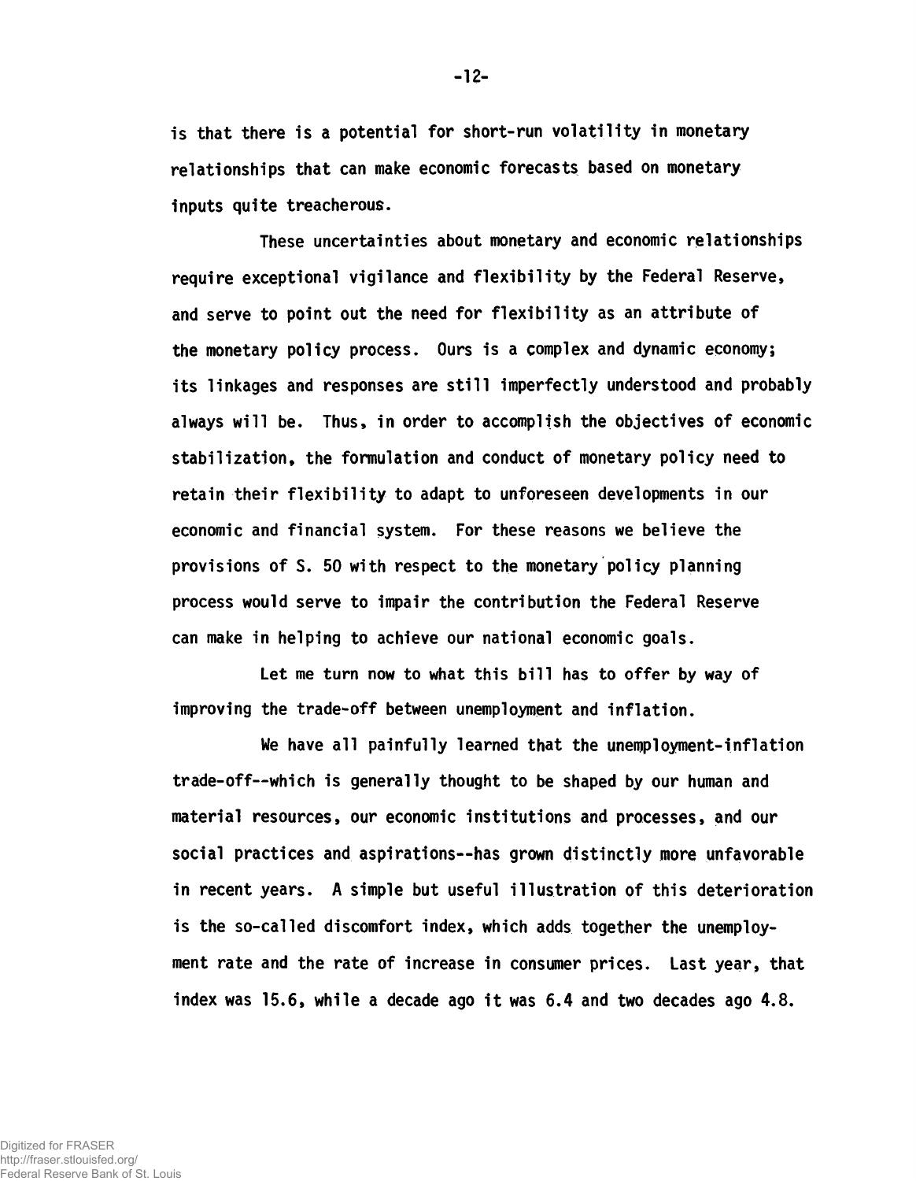is that there is a potential for short-run volatility in monetary relationships that can make economic forecasts based on monetary inputs quite treacherous.

These uncertainties about monetary and economic relationships require exceptional vigilance and flexibility by the Federal Reserve, and serve to point out the need for flexibility as an attribute of the monetary policy process. Ours is a complex and dynamic economy; its linkages and responses are still imperfectly understood and probably always will be. Thus, in order to accomplish the objectives of economic stabilization, the formulation and conduct of monetary policy need to retain their flexibility to adapt to unforeseen developments in our economic and financial system. For these reasons we believe the provisions of S. 50 with respect to the monetary policy planning process would serve to impair the contribution the Federal Reserve can make in helping to achieve our national economic goals.

Let me turn now to what this bill has to offer by way of improving the trade-off between unemployment and inflation.

We have all painfully learned that the unemployment-inflation trade-off--which is generally thought to be shaped by our human and material resources, our economic institutions and processes, and our social practices and aspirations--has grown distinctly more unfavorable in recent years. A simple but useful illustration of this deterioration is the so-called discomfort index, which adds together the unemployment rate and the rate of increase in consumer prices. Last year, that index was 15.6, while a decade ago it was 6.4 and two decades ago 4.8.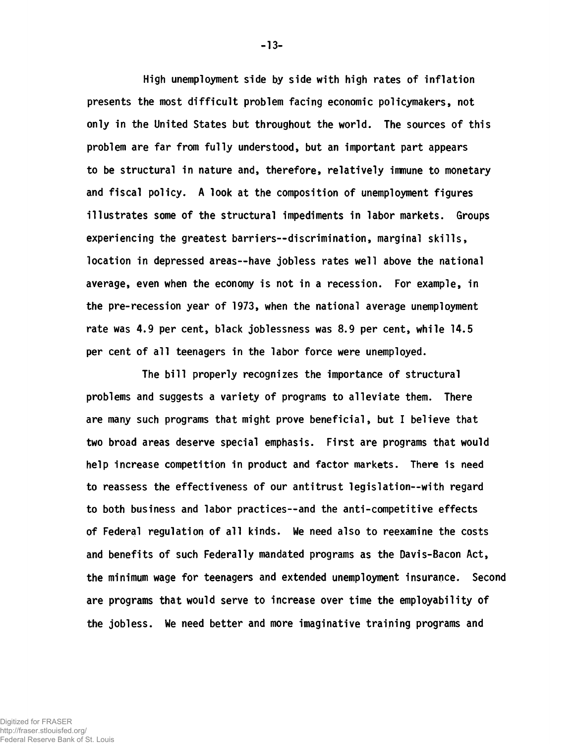High unemployment side by side with high rates of inflation presents the most difficult problem facing economic policymakers, not only in the United States but throughout the world. The sources of this problem are far from fully understood, but an important part appears to be structural in nature and, therefore, relatively immune to monetary and fiscal policy. A look at the composition of unemployment figures illustrates some of the structural impediments in labor markets. Groups experiencing the greatest barriers--discrimination, marginal skills, location in depressed areas--have jobless rates well above the national average, even when the economy is not in a recession. For example, in the pre-recession year of 1973, when the national average unemployment rate was 4.9 per cent, black joblessness was 8.9 per cent, while 14.5 per cent of all teenagers in the labor force were unemployed.

The bill properly recognizes the importance of structural problems and suggests a variety of programs to alleviate them. There are many such programs that might prove beneficial, but I believe that two broad areas deserve special emphasis. First are programs that would help increase competition in product and factor markets. There is need to reassess the effectiveness of our antitrust legislation--with regard to both business and labor practices--and the anti-competitive effects of Federal regulation of all kinds. We need also to reexamine the costs and benefits of such Federally mandated programs as the Davis-Bacon Act, the minimum wage for teenagers and extended unemployment insurance. Second are programs that would serve to increase over time the employability of the jobless. We need better and more imaginative training programs and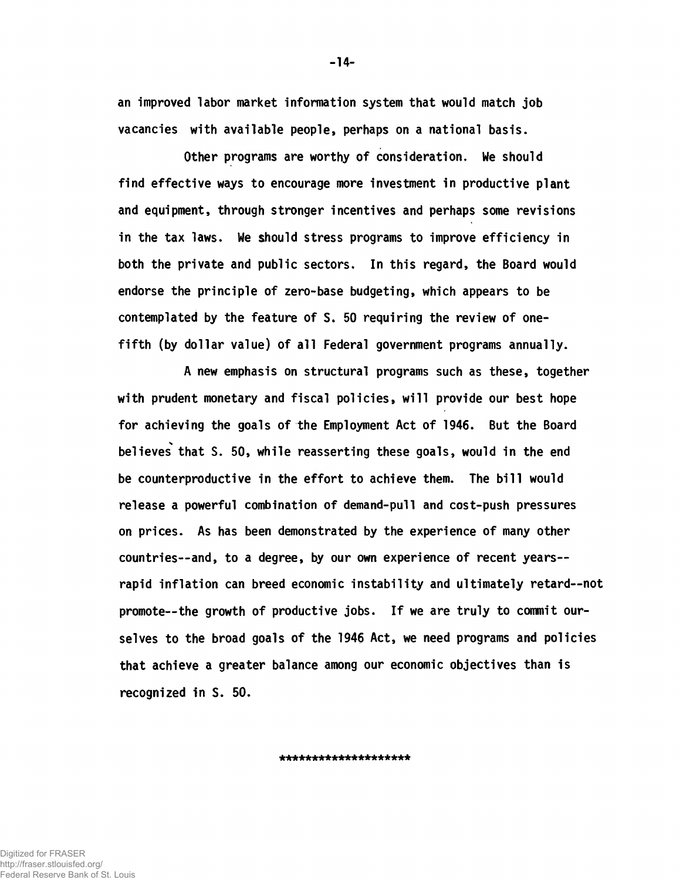an improved labor market information system that would match job vacancies with available people, perhaps on a national basis.

Other programs are worthy of consideration. We should find effective ways to encourage more investment in productive plant and equipment, through stronger incentives and perhaps some revisions in the tax laws. We should stress programs to improve efficiency in both the private and public sectors. In this regard, the Board would endorse the principle of zero-base budgeting, which appears to be contemplated by the feature of S. 50 requiring the review of one-fifth (by dollar value) of all Federal government programs annually.

A new emphasis on structural programs such as these, together with prudent monetary and fiscal policies, will provide our best hope for achieving the goals of the Employment Act of 1946. But the Board believes that S. 50, while reasserting these goals, would in the end be counterproductive in the effort to achieve them. The bill would release a powerful combination of demand-pull and cost-push pressures on prices. As has been demonstrated by the experience of many other countries--and, to a degree, by our own experience of recent years--rapid inflation can breed economic instability and ultimately retard--not promote--the growth of productive jobs. If we are truly to commit ourselves to the broad goals of the 1946 Act, we need programs and policies that achieve a greater balance among our economic objectives than is recognized in S. 50.

********************